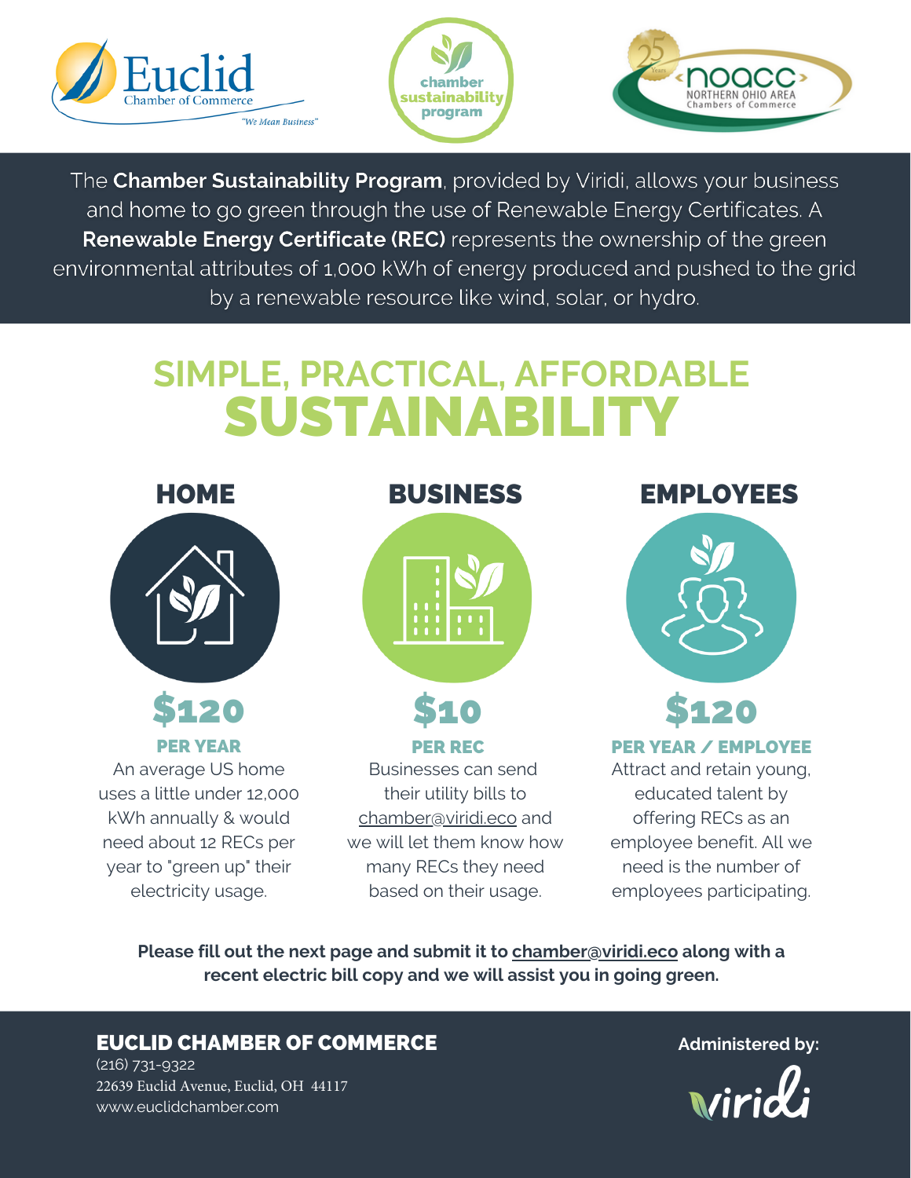Euclid Chamber of Commerce — "We Mean Business"

chamber sustainability program

noacc — Northern Ohio Area Chambers of Commerce — 25 Years

The **Chamber Sustainability Program**, provided by Viridi, allows your business and home to go green through the use of Renewable Energy Certificates. A **Renewable Energy Certificate (REC)** represents the ownership of the green environmental attributes of 1,000 kWh of energy produced and pushed to the grid by a renewable resource like wind, solar, or hydro.

# SIMPLE, PRACTICAL, AFFORDABLE SUSTAINABILITY

## HOME

**$120**

**PER YEAR**

An average US home uses a little under 12,000 kWh annually & would need about 12 RECs per year to "green up" their electricity usage.

## BUSINESS

**$10**

**PER REC**

Businesses can send their utility bills to chamber@viridi.eco and we will let them know how many RECs they need based on their usage.

## EMPLOYEES

**$120**

**PER YEAR / EMPLOYEE**

Attract and retain young, educated talent by offering RECs as an employee benefit. All we need is the number of employees participating.

**Please fill out the next page and submit it to chamber@viridi.eco along with a recent electric bill copy and we will assist you in going green.**

**EUCLID CHAMBER OF COMMERCE**

(216) 731-9322

22639 Euclid Avenue, Euclid, OH 44117

www.euclidchamber.com

**Administered by:**

viridi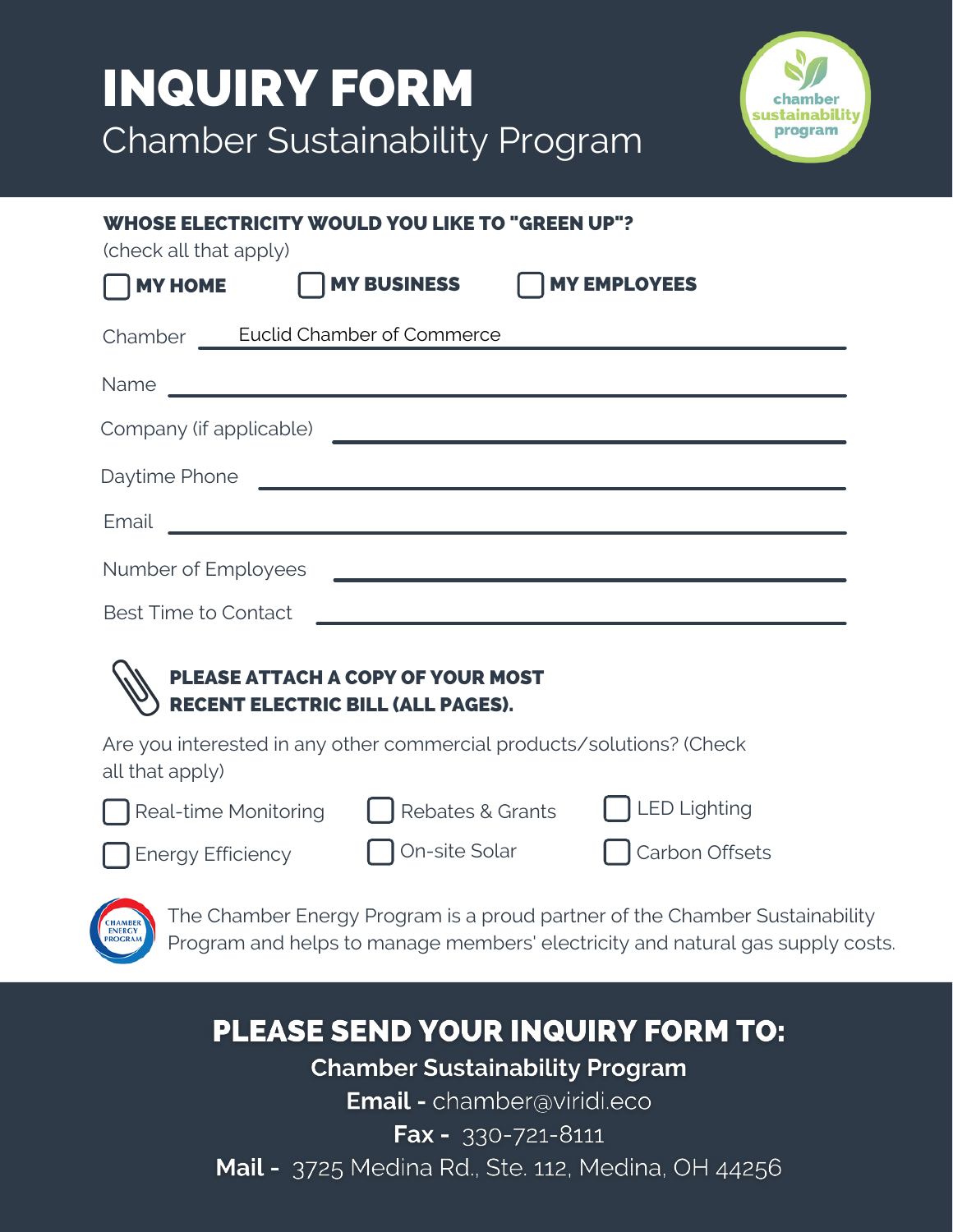# INQUIRY FORM

## Chamber Sustainability Program

chamber sustainability program

**WHOSE ELECTRICITY WOULD YOU LIKE TO "GREEN UP"?**
(check all that apply)

- [ ] **MY HOME**
- [ ] **MY BUSINESS**
- [ ] **MY EMPLOYEES**

Chamber Euclid Chamber of Commerce

Name ____________________

Company (if applicable) ____________________

Daytime Phone ____________________

Email ____________________

Number of Employees ____________________

Best Time to Contact ____________________

**PLEASE ATTACH A COPY OF YOUR MOST RECENT ELECTRIC BILL (ALL PAGES).**

Are you interested in any other commercial products/solutions? (Check all that apply)

- [ ] Real-time Monitoring
- [ ] Rebates & Grants
- [ ] LED Lighting
- [ ] Energy Efficiency
- [ ] On-site Solar
- [ ] Carbon Offsets

CHAMBER ENERGY PROGRAM

The Chamber Energy Program is a proud partner of the Chamber Sustainability Program and helps to manage members' electricity and natural gas supply costs.

## PLEASE SEND YOUR INQUIRY FORM TO:

**Chamber Sustainability Program**

**Email -** chamber@viridi.eco

**Fax -** 330-721-8111

**Mail -** 3725 Medina Rd., Ste. 112, Medina, OH 44256